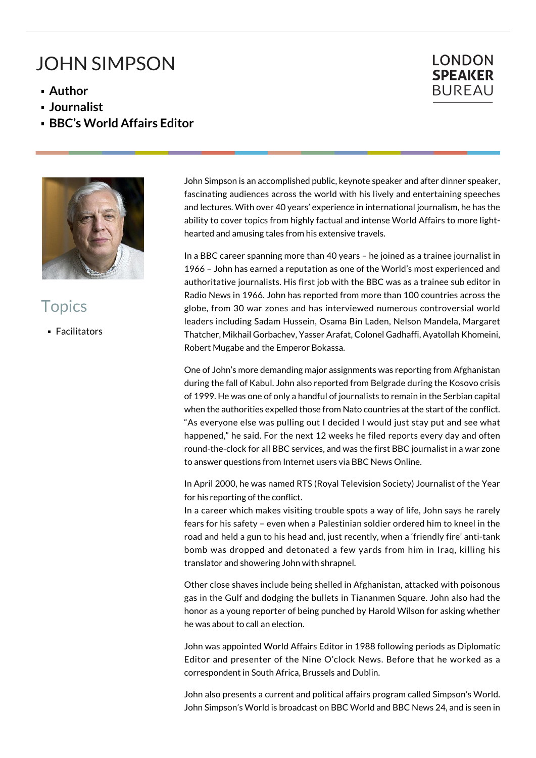# JOHN SIMPSON

- **Author**
- **Journalist**
- **BBC's World Affairs Editor**

LONDON
**SPEAKER**
BUREAU

## Topics

- Facilitators

John Simpson is an accomplished public, keynote speaker and after dinner speaker, fascinating audiences across the world with his lively and entertaining speeches and lectures. With over 40 years' experience in international journalism, he has the ability to cover topics from highly factual and intense World Affairs to more light-hearted and amusing tales from his extensive travels.

In a BBC career spanning more than 40 years – he joined as a trainee journalist in 1966 – John has earned a reputation as one of the World's most experienced and authoritative journalists. His first job with the BBC was as a trainee sub editor in Radio News in 1966. John has reported from more than 100 countries across the globe, from 30 war zones and has interviewed numerous controversial world leaders including Sadam Hussein, Osama Bin Laden, Nelson Mandela, Margaret Thatcher, Mikhail Gorbachev, Yasser Arafat, Colonel Gadhaffi, Ayatollah Khomeini, Robert Mugabe and the Emperor Bokassa.

One of John's more demanding major assignments was reporting from Afghanistan during the fall of Kabul. John also reported from Belgrade during the Kosovo crisis of 1999. He was one of only a handful of journalists to remain in the Serbian capital when the authorities expelled those from Nato countries at the start of the conflict. "As everyone else was pulling out I decided I would just stay put and see what happened," he said. For the next 12 weeks he filed reports every day and often round-the-clock for all BBC services, and was the first BBC journalist in a war zone to answer questions from Internet users via BBC News Online.

In April 2000, he was named RTS (Royal Television Society) Journalist of the Year for his reporting of the conflict.
In a career which makes visiting trouble spots a way of life, John says he rarely fears for his safety – even when a Palestinian soldier ordered him to kneel in the road and held a gun to his head and, just recently, when a 'friendly fire' anti-tank bomb was dropped and detonated a few yards from him in Iraq, killing his translator and showering John with shrapnel.

Other close shaves include being shelled in Afghanistan, attacked with poisonous gas in the Gulf and dodging the bullets in Tiananmen Square. John also had the honor as a young reporter of being punched by Harold Wilson for asking whether he was about to call an election.

John was appointed World Affairs Editor in 1988 following periods as Diplomatic Editor and presenter of the Nine O'clock News. Before that he worked as a correspondent in South Africa, Brussels and Dublin.

John also presents a current and political affairs program called Simpson's World. John Simpson's World is broadcast on BBC World and BBC News 24, and is seen in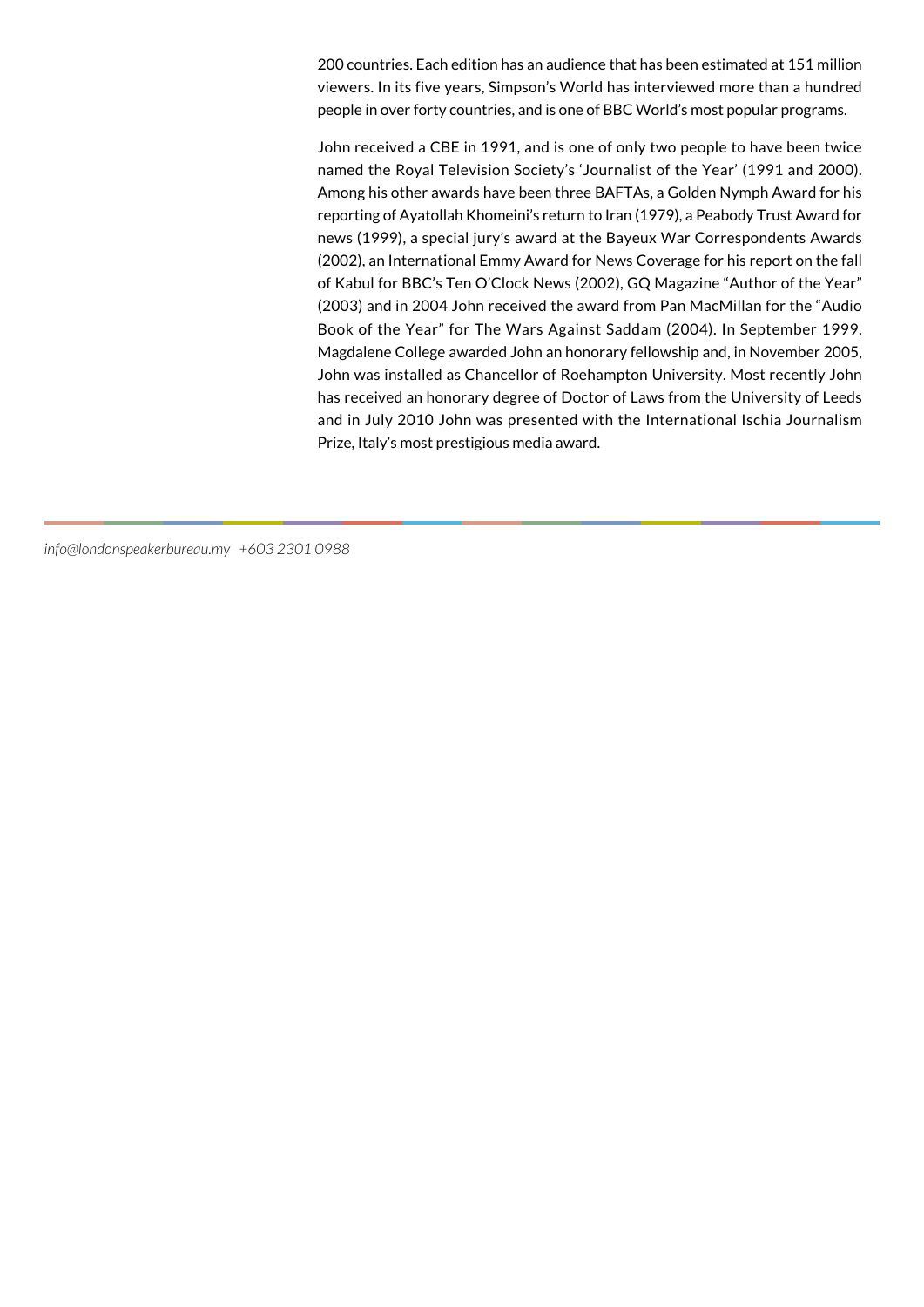200 countries. Each edition has an audience that has been estimated at 151 million viewers. In its five years, Simpson's World has interviewed more than a hundred people in over forty countries, and is one of BBC World's most popular programs.

John received a CBE in 1991, and is one of only two people to have been twice named the Royal Television Society's 'Journalist of the Year' (1991 and 2000). Among his other awards have been three BAFTAs, a Golden Nymph Award for his reporting of Ayatollah Khomeini's return to Iran (1979), a Peabody Trust Award for news (1999), a special jury's award at the Bayeux War Correspondents Awards (2002), an International Emmy Award for News Coverage for his report on the fall of Kabul for BBC's Ten O'Clock News (2002), GQ Magazine "Author of the Year" (2003) and in 2004 John received the award from Pan MacMillan for the "Audio Book of the Year" for The Wars Against Saddam (2004). In September 1999, Magdalene College awarded John an honorary fellowship and, in November 2005, John was installed as Chancellor of Roehampton University. Most recently John has received an honorary degree of Doctor of Laws from the University of Leeds and in July 2010 John was presented with the International Ischia Journalism Prize, Italy's most prestigious media award.